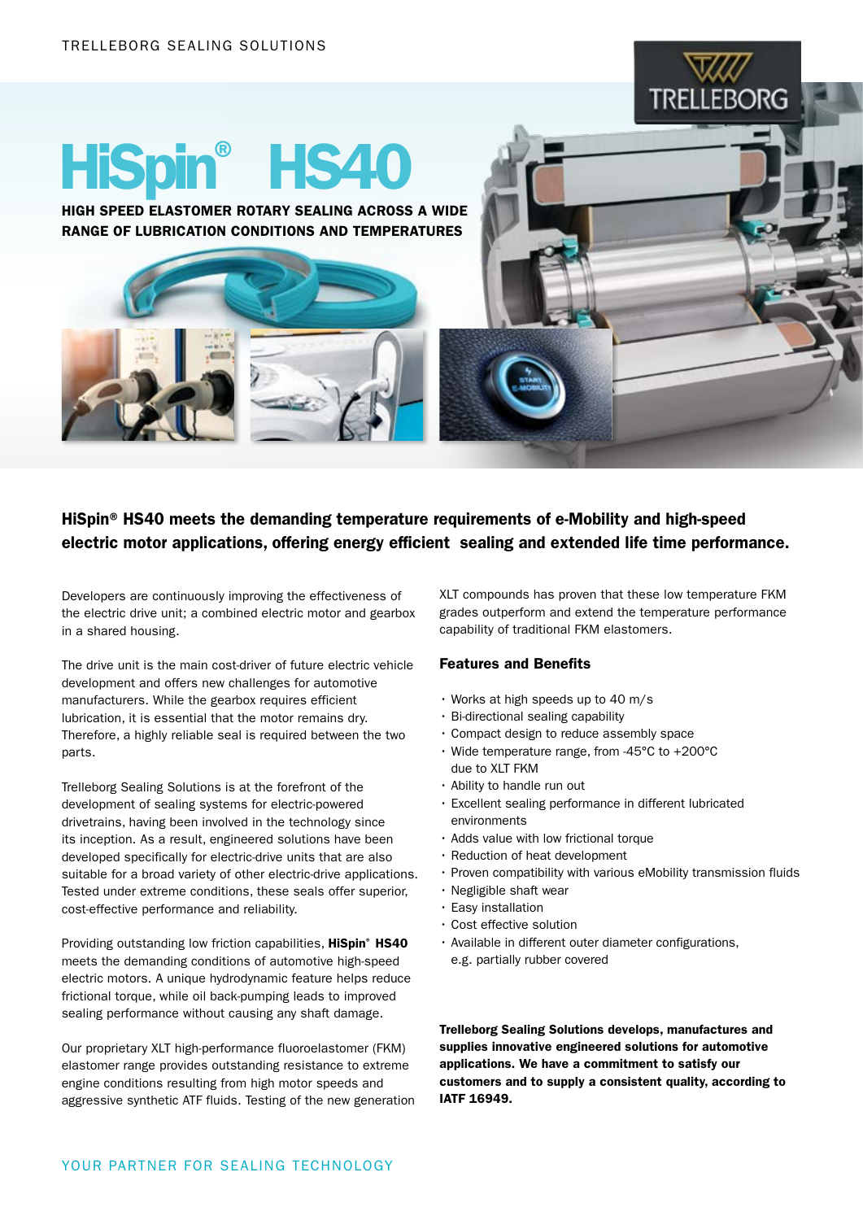TRELLEBORG SEALING SOLUTIONS

# HiSpin® HS40

**HIGH SPEED ELASTOMER ROTARY SEALING ACROSS A WIDE RANGE OF LUBRICATION CONDITIONS AND TEMPERATURES**

## HiSpin® HS40 meets the demanding temperature requirements of e-Mobility and high-speed electric motor applications, offering energy efficient sealing and extended life time performance.

Developers are continuously improving the effectiveness of the electric drive unit; a combined electric motor and gearbox in a shared housing.

The drive unit is the main cost-driver of future electric vehicle development and offers new challenges for automotive manufacturers. While the gearbox requires efficient lubrication, it is essential that the motor remains dry. Therefore, a highly reliable seal is required between the two parts.

Trelleborg Sealing Solutions is at the forefront of the development of sealing systems for electric-powered drivetrains, having been involved in the technology since its inception. As a result, engineered solutions have been developed specifically for electric-drive units that are also suitable for a broad variety of other electric-drive applications. Tested under extreme conditions, these seals offer superior, cost-effective performance and reliability.

Providing outstanding low friction capabilities, **HiSpin® HS40** meets the demanding conditions of automotive high-speed electric motors. A unique hydrodynamic feature helps reduce frictional torque, while oil back-pumping leads to improved sealing performance without causing any shaft damage.

Our proprietary XLT high-performance fluoroelastomer (FKM) elastomer range provides outstanding resistance to extreme engine conditions resulting from high motor speeds and aggressive synthetic ATF fluids. Testing of the new generation XLT compounds has proven that these low temperature FKM grades outperform and extend the temperature performance capability of traditional FKM elastomers.

### Features and Benefits

- Works at high speeds up to 40 m/s
- Bi-directional sealing capability
- Compact design to reduce assembly space
- Wide temperature range, from -45°C to +200°C due to XLT FKM
- Ability to handle run out
- Excellent sealing performance in different lubricated environments
- Adds value with low frictional torque
- Reduction of heat development
- Proven compatibility with various eMobility transmission fluids
- Negligible shaft wear
- Easy installation
- Cost effective solution
- Available in different outer diameter configurations, e.g. partially rubber covered

**Trelleborg Sealing Solutions develops, manufactures and supplies innovative engineered solutions for automotive applications. We have a commitment to satisfy our customers and to supply a consistent quality, according to IATF 16949.**

YOUR PARTNER FOR SEALING TECHNOLOGY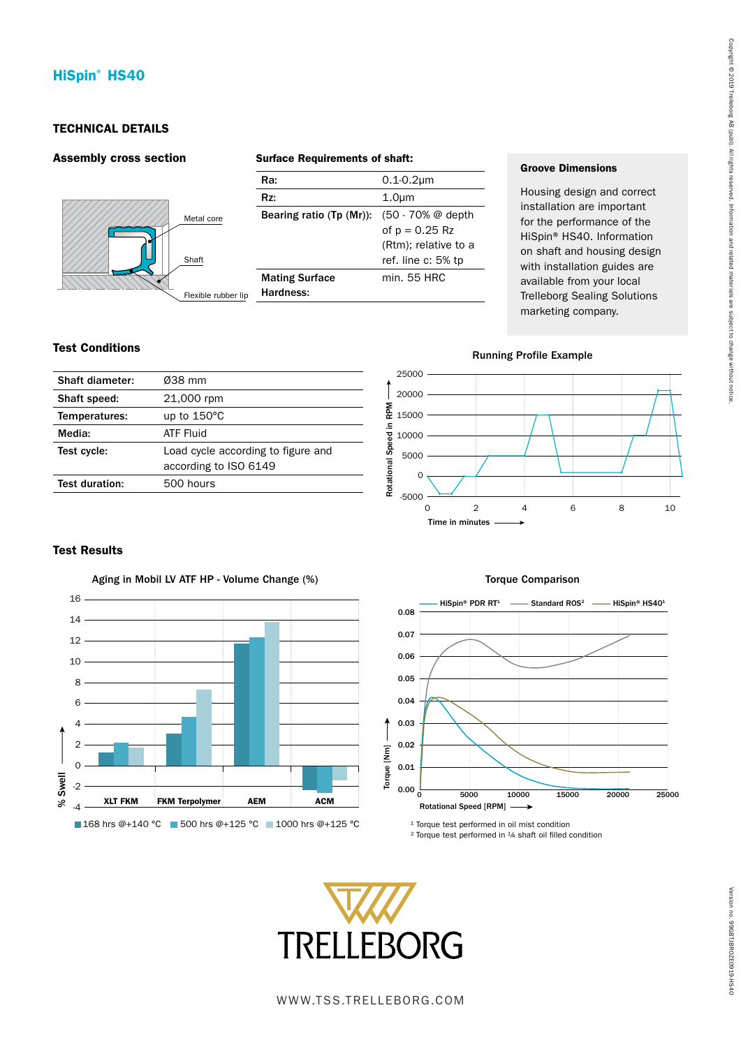# HiSpin® HS40

## TECHNICAL DETAILS

### Assembly cross section

Metal core

Shaft

Flexible rubber lip

### Surface Requirements of shaft:

| | |
|---|---|
| **Ra:** | 0.1-0.2µm |
| **Rz:** | 1.0µm |
| **Bearing ratio (Tp (Mr)):** | (50 - 70% @ depth of p = 0.25 Rz (Rtm); relative to a ref. line c: 5% tp |
| **Mating Surface Hardness:** | min. 55 HRC |

### Groove Dimensions

Housing design and correct installation are important for the performance of the HiSpin® HS40. Information on shaft and housing design with installation guides are available from your local Trelleborg Sealing Solutions marketing company.

### Test Conditions

| | |
|---|---|
| **Shaft diameter:** | Ø38 mm |
| **Shaft speed:** | 21,000 rpm |
| **Temperatures:** | up to 150°C |
| **Media:** | ATF Fluid |
| **Test cycle:** | Load cycle according to figure and according to ISO 6149 |
| **Test duration:** | 500 hours |

### Running Profile Example

Rotational Speed in RPM

25000
20000
15000
10000
5000
0
-5000

0 2 4 6 8 10

Time in minutes

### Test Results

**Aging in Mobil LV ATF HP - Volume Change (%)**

% Swell

16
14
12
10
8
6
4
2
0
-2
-4

XLT FKM | FKM Terpolymer | AEM | ACM

168 hrs @+140 °C | 500 hrs @+125 °C | 1000 hrs @+125 °C

**Torque Comparison**

HiSpin® PDR RT[1] | Standard ROS[2] | HiSpin® HS40[1]

Torque [Nm]

0.08
0.07
0.06
0.05
0.04
0.03
0.02
0.01
0.00

0 5000 10000 15000 20000 25000

Rotational Speed [RPM]

[1] Torque test performed in oil mist condition
[2] Torque test performed in ¼ shaft oil filled condition

TRELLEBORG

WWW.TSS.TRELLEBORG.COM